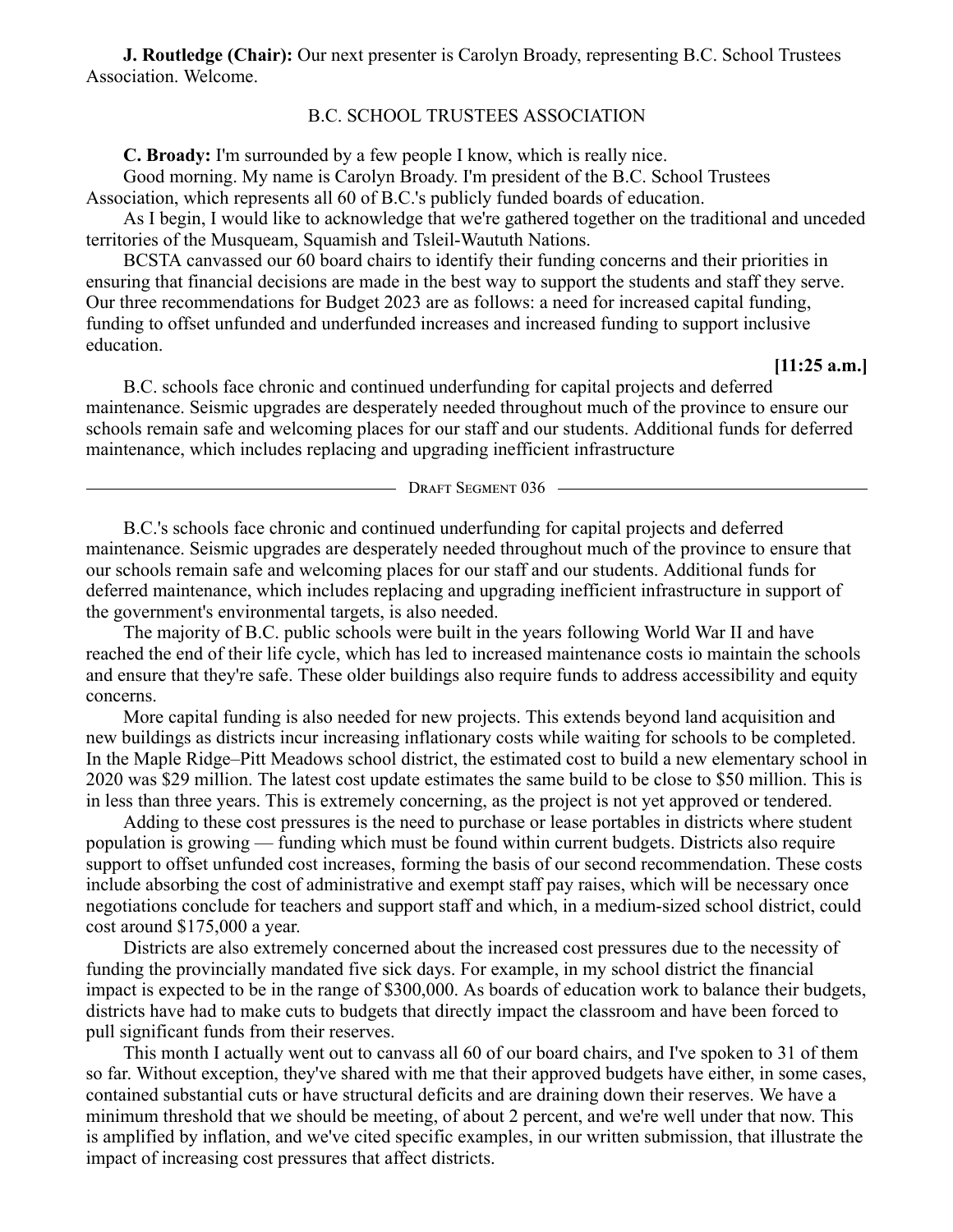**J. Routledge (Chair):** Our next presenter is Carolyn Broady, representing B.C. School Trustees Association. Welcome.

## B.C. SCHOOL TRUSTEES ASSOCIATION

**C. Broady:** I'm surrounded by a few people I know, which is really nice.

Good morning. My name is Carolyn Broady. I'm president of the B.C. School Trustees Association, which represents all 60 of B.C.'s publicly funded boards of education.

As I begin, I would like to acknowledge that we're gathered together on the traditional and unceded territories of the Musqueam, Squamish and Tsleil-Waututh Nations.

BCSTA canvassed our 60 board chairs to identify their funding concerns and their priorities in ensuring that financial decisions are made in the best way to support the students and staff they serve. Our three recommendations for Budget 2023 are as follows: a need for increased capital funding, funding to offset unfunded and underfunded increases and increased funding to support inclusive education.

**[11:25 a.m.]**

B.C. schools face chronic and continued underfunding for capital projects and deferred maintenance. Seismic upgrades are desperately needed throughout much of the province to ensure our schools remain safe and welcoming places for our staff and our students. Additional funds for deferred maintenance, which includes replacing and upgrading inefficient infrastructure

---

Draft Segment 036

---

B.C.'s schools face chronic and continued underfunding for capital projects and deferred maintenance. Seismic upgrades are desperately needed throughout much of the province to ensure that our schools remain safe and welcoming places for our staff and our students. Additional funds for deferred maintenance, which includes replacing and upgrading inefficient infrastructure in support of the government's environmental targets, is also needed.

The majority of B.C. public schools were built in the years following World War II and have reached the end of their life cycle, which has led to increased maintenance costs io maintain the schools and ensure that they're safe. These older buildings also require funds to address accessibility and equity concerns.

More capital funding is also needed for new projects. This extends beyond land acquisition and new buildings as districts incur increasing inflationary costs while waiting for schools to be completed. In the Maple Ridge–Pitt Meadows school district, the estimated cost to build a new elementary school in 2020 was $29 million. The latest cost update estimates the same build to be close to $50 million. This is in less than three years. This is extremely concerning, as the project is not yet approved or tendered.

Adding to these cost pressures is the need to purchase or lease portables in districts where student population is growing — funding which must be found within current budgets. Districts also require support to offset unfunded cost increases, forming the basis of our second recommendation. These costs include absorbing the cost of administrative and exempt staff pay raises, which will be necessary once negotiations conclude for teachers and support staff and which, in a medium-sized school district, could cost around $175,000 a year.

Districts are also extremely concerned about the increased cost pressures due to the necessity of funding the provincially mandated five sick days. For example, in my school district the financial impact is expected to be in the range of $300,000. As boards of education work to balance their budgets, districts have had to make cuts to budgets that directly impact the classroom and have been forced to pull significant funds from their reserves.

This month I actually went out to canvass all 60 of our board chairs, and I've spoken to 31 of them so far. Without exception, they've shared with me that their approved budgets have either, in some cases, contained substantial cuts or have structural deficits and are draining down their reserves. We have a minimum threshold that we should be meeting, of about 2 percent, and we're well under that now. This is amplified by inflation, and we've cited specific examples, in our written submission, that illustrate the impact of increasing cost pressures that affect districts.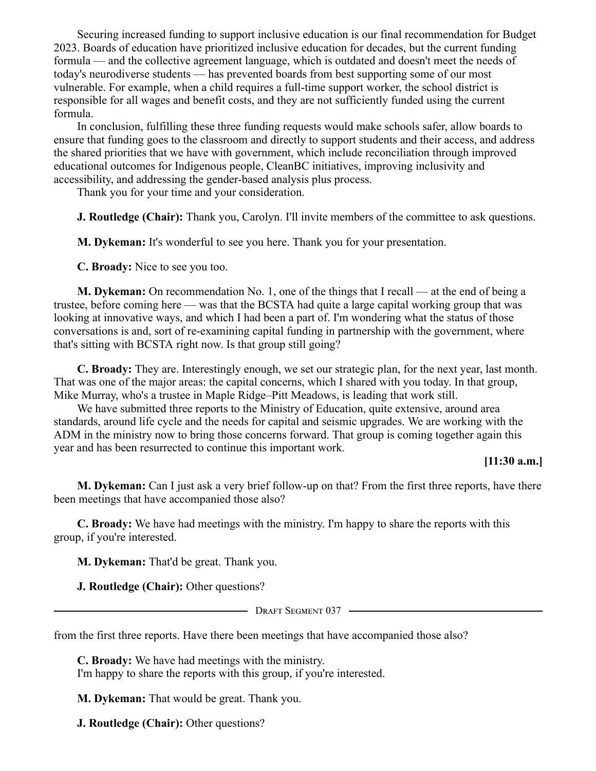Securing increased funding to support inclusive education is our final recommendation for Budget 2023. Boards of education have prioritized inclusive education for decades, but the current funding formula — and the collective agreement language, which is outdated and doesn't meet the needs of today's neurodiverse students — has prevented boards from best supporting some of our most vulnerable. For example, when a child requires a full-time support worker, the school district is responsible for all wages and benefit costs, and they are not sufficiently funded using the current formula.

In conclusion, fulfilling these three funding requests would make schools safer, allow boards to ensure that funding goes to the classroom and directly to support students and their access, and address the shared priorities that we have with government, which include reconciliation through improved educational outcomes for Indigenous people, CleanBC initiatives, improving inclusivity and accessibility, and addressing the gender-based analysis plus process.

Thank you for your time and your consideration.

**J. Routledge (Chair):** Thank you, Carolyn. I'll invite members of the committee to ask questions.

**M. Dykeman:** It's wonderful to see you here. Thank you for your presentation.

**C. Broady:** Nice to see you too.

**M. Dykeman:** On recommendation No. 1, one of the things that I recall — at the end of being a trustee, before coming here — was that the BCSTA had quite a large capital working group that was looking at innovative ways, and which I had been a part of. I'm wondering what the status of those conversations is and, sort of re-examining capital funding in partnership with the government, where that's sitting with BCSTA right now. Is that group still going?

**C. Broady:** They are. Interestingly enough, we set our strategic plan, for the next year, last month. That was one of the major areas: the capital concerns, which I shared with you today. In that group, Mike Murray, who's a trustee in Maple Ridge–Pitt Meadows, is leading that work still.

We have submitted three reports to the Ministry of Education, quite extensive, around area standards, around life cycle and the needs for capital and seismic upgrades. We are working with the ADM in the ministry now to bring those concerns forward. That group is coming together again this year and has been resurrected to continue this important work.

**[11:30 a.m.]**

**M. Dykeman:** Can I just ask a very brief follow-up on that? From the first three reports, have there been meetings that have accompanied those also?

**C. Broady:** We have had meetings with the ministry. I'm happy to share the reports with this group, if you're interested.

**M. Dykeman:** That'd be great. Thank you.

**J. Routledge (Chair):** Other questions?

---

Draft Segment 037

---

from the first three reports. Have there been meetings that have accompanied those also?

**C. Broady:** We have had meetings with the ministry.
I'm happy to share the reports with this group, if you're interested.

**M. Dykeman:** That would be great. Thank you.

**J. Routledge (Chair):** Other questions?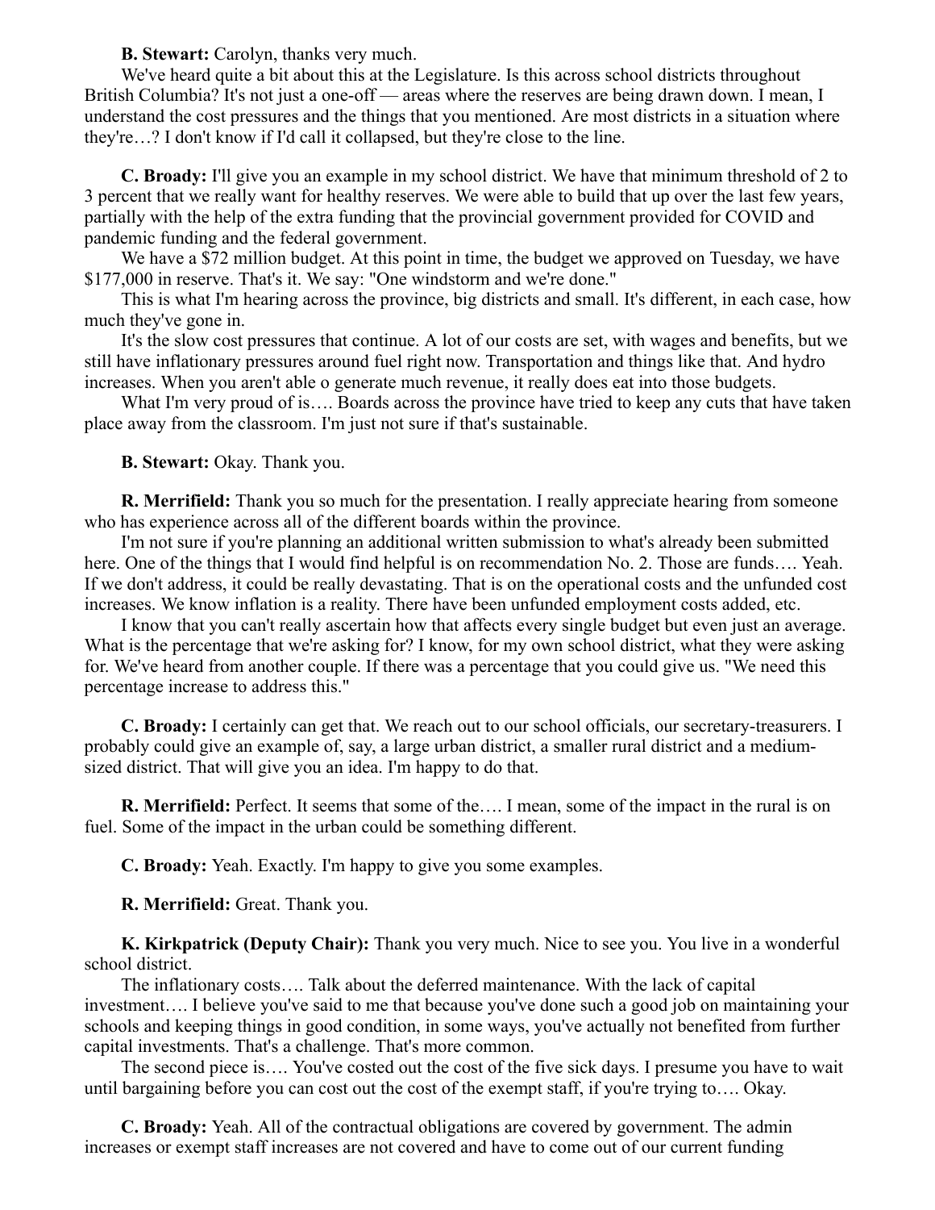**B. Stewart:** Carolyn, thanks very much.

We've heard quite a bit about this at the Legislature. Is this across school districts throughout British Columbia? It's not just a one-off — areas where the reserves are being drawn down. I mean, I understand the cost pressures and the things that you mentioned. Are most districts in a situation where they're…? I don't know if I'd call it collapsed, but they're close to the line.

**C. Broady:** I'll give you an example in my school district. We have that minimum threshold of 2 to 3 percent that we really want for healthy reserves. We were able to build that up over the last few years, partially with the help of the extra funding that the provincial government provided for COVID and pandemic funding and the federal government.

We have a $72 million budget. At this point in time, the budget we approved on Tuesday, we have $177,000 in reserve. That's it. We say: "One windstorm and we're done."

This is what I'm hearing across the province, big districts and small. It's different, in each case, how much they've gone in.

It's the slow cost pressures that continue. A lot of our costs are set, with wages and benefits, but we still have inflationary pressures around fuel right now. Transportation and things like that. And hydro increases. When you aren't able o generate much revenue, it really does eat into those budgets.

What I'm very proud of is…. Boards across the province have tried to keep any cuts that have taken place away from the classroom. I'm just not sure if that's sustainable.

**B. Stewart:** Okay. Thank you.

**R. Merrifield:** Thank you so much for the presentation. I really appreciate hearing from someone who has experience across all of the different boards within the province.

I'm not sure if you're planning an additional written submission to what's already been submitted here. One of the things that I would find helpful is on recommendation No. 2. Those are funds…. Yeah. If we don't address, it could be really devastating. That is on the operational costs and the unfunded cost increases. We know inflation is a reality. There have been unfunded employment costs added, etc.

I know that you can't really ascertain how that affects every single budget but even just an average. What is the percentage that we're asking for? I know, for my own school district, what they were asking for. We've heard from another couple. If there was a percentage that you could give us. "We need this percentage increase to address this."

**C. Broady:** I certainly can get that. We reach out to our school officials, our secretary-treasurers. I probably could give an example of, say, a large urban district, a smaller rural district and a medium-sized district. That will give you an idea. I'm happy to do that.

**R. Merrifield:** Perfect. It seems that some of the…. I mean, some of the impact in the rural is on fuel. Some of the impact in the urban could be something different.

**C. Broady:** Yeah. Exactly. I'm happy to give you some examples.

**R. Merrifield:** Great. Thank you.

**K. Kirkpatrick (Deputy Chair):** Thank you very much. Nice to see you. You live in a wonderful school district.

The inflationary costs…. Talk about the deferred maintenance. With the lack of capital investment…. I believe you've said to me that because you've done such a good job on maintaining your schools and keeping things in good condition, in some ways, you've actually not benefited from further capital investments. That's a challenge. That's more common.

The second piece is…. You've costed out the cost of the five sick days. I presume you have to wait until bargaining before you can cost out the cost of the exempt staff, if you're trying to…. Okay.

**C. Broady:** Yeah. All of the contractual obligations are covered by government. The admin increases or exempt staff increases are not covered and have to come out of our current funding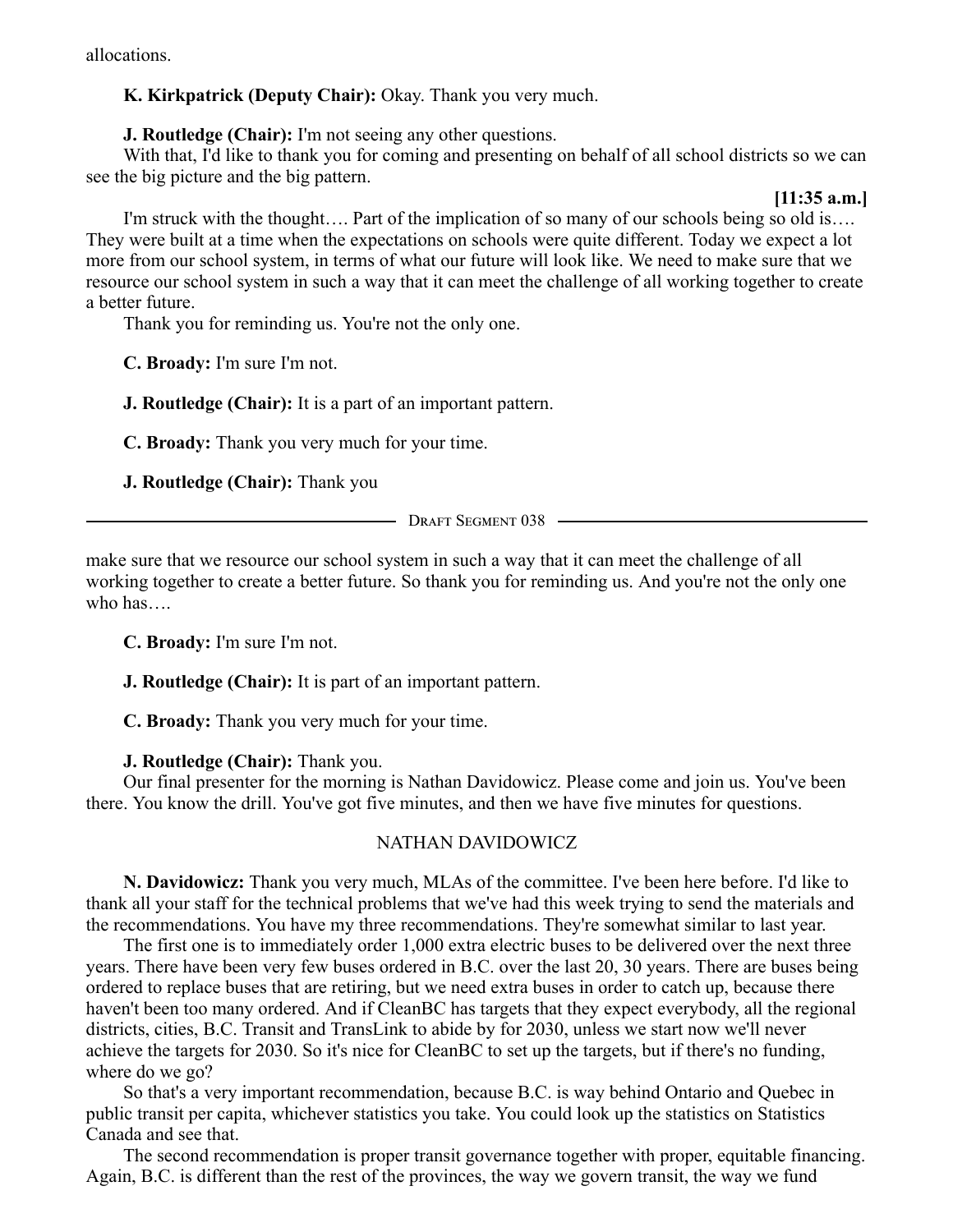allocations.

**K. Kirkpatrick (Deputy Chair):** Okay. Thank you very much.

**J. Routledge (Chair):** I'm not seeing any other questions.

With that, I'd like to thank you for coming and presenting on behalf of all school districts so we can see the big picture and the big pattern.

**[11:35 a.m.]**

I'm struck with the thought…. Part of the implication of so many of our schools being so old is…. They were built at a time when the expectations on schools were quite different. Today we expect a lot more from our school system, in terms of what our future will look like. We need to make sure that we resource our school system in such a way that it can meet the challenge of all working together to create a better future.

Thank you for reminding us. You're not the only one.

**C. Broady:** I'm sure I'm not.

**J. Routledge (Chair):** It is a part of an important pattern.

**C. Broady:** Thank you very much for your time.

**J. Routledge (Chair):** Thank you

Draft Segment 038

make sure that we resource our school system in such a way that it can meet the challenge of all working together to create a better future. So thank you for reminding us. And you're not the only one who has….

**C. Broady:** I'm sure I'm not.

**J. Routledge (Chair):** It is part of an important pattern.

**C. Broady:** Thank you very much for your time.

**J. Routledge (Chair):** Thank you.

Our final presenter for the morning is Nathan Davidowicz. Please come and join us. You've been there. You know the drill. You've got five minutes, and then we have five minutes for questions.

## NATHAN DAVIDOWICZ

**N. Davidowicz:** Thank you very much, MLAs of the committee. I've been here before. I'd like to thank all your staff for the technical problems that we've had this week trying to send the materials and the recommendations. You have my three recommendations. They're somewhat similar to last year.

The first one is to immediately order 1,000 extra electric buses to be delivered over the next three years. There have been very few buses ordered in B.C. over the last 20, 30 years. There are buses being ordered to replace buses that are retiring, but we need extra buses in order to catch up, because there haven't been too many ordered. And if CleanBC has targets that they expect everybody, all the regional districts, cities, B.C. Transit and TransLink to abide by for 2030, unless we start now we'll never achieve the targets for 2030. So it's nice for CleanBC to set up the targets, but if there's no funding, where do we go?

So that's a very important recommendation, because B.C. is way behind Ontario and Quebec in public transit per capita, whichever statistics you take. You could look up the statistics on Statistics Canada and see that.

The second recommendation is proper transit governance together with proper, equitable financing. Again, B.C. is different than the rest of the provinces, the way we govern transit, the way we fund